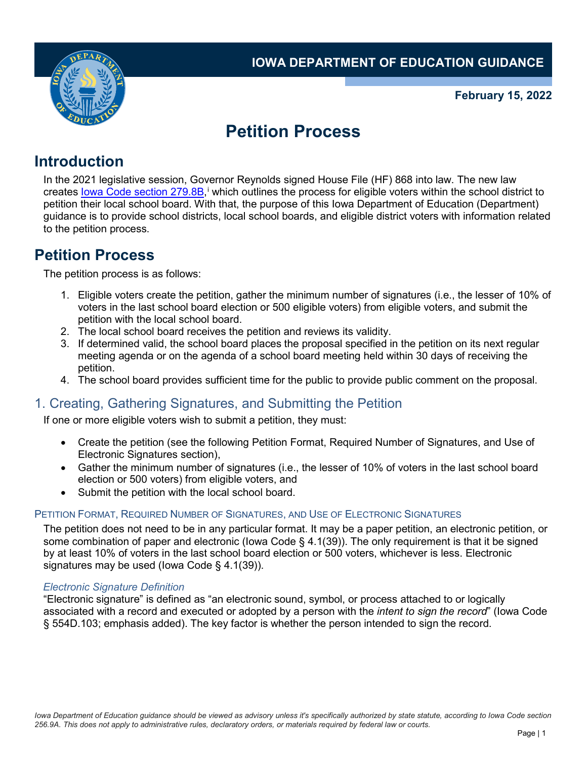IOWA DEPARTMENT OF EDUCATION GUIDANCE

**February 15, 2022**

# Petition Process

## Introduction

In the 2021 legislative session, Governor Reynolds signed House File (HF) 868 into law. The new law creates [Iowa Code section 279.8B](),[i] which outlines the process for eligible voters within the school district to petition their local school board. With that, the purpose of this Iowa Department of Education (Department) guidance is to provide school districts, local school boards, and eligible district voters with information related to the petition process.

## Petition Process

The petition process is as follows:

1. Eligible voters create the petition, gather the minimum number of signatures (i.e., the lesser of 10% of voters in the last school board election or 500 eligible voters) from eligible voters, and submit the petition with the local school board.
2. The local school board receives the petition and reviews its validity.
3. If determined valid, the school board places the proposal specified in the petition on its next regular meeting agenda or on the agenda of a school board meeting held within 30 days of receiving the petition.
4. The school board provides sufficient time for the public to provide public comment on the proposal.

### 1. Creating, Gathering Signatures, and Submitting the Petition

If one or more eligible voters wish to submit a petition, they must:

- Create the petition (see the following Petition Format, Required Number of Signatures, and Use of Electronic Signatures section),
- Gather the minimum number of signatures (i.e., the lesser of 10% of voters in the last school board election or 500 voters) from eligible voters, and
- Submit the petition with the local school board.

#### Petition Format, Required Number of Signatures, and Use of Electronic Signatures

The petition does not need to be in any particular format. It may be a paper petition, an electronic petition, or some combination of paper and electronic (Iowa Code § 4.1(39)). The only requirement is that it be signed by at least 10% of voters in the last school board election or 500 voters, whichever is less. Electronic signatures may be used (Iowa Code § 4.1(39)).

*Electronic Signature Definition*

"Electronic signature" is defined as "an electronic sound, symbol, or process attached to or logically associated with a record and executed or adopted by a person with the *intent to sign the record*" (Iowa Code § 554D.103; emphasis added). The key factor is whether the person intended to sign the record.

*Iowa Department of Education guidance should be viewed as advisory unless it's specifically authorized by state statute, according to Iowa Code section 256.9A. This does not apply to administrative rules, declaratory orders, or materials required by federal law or courts.*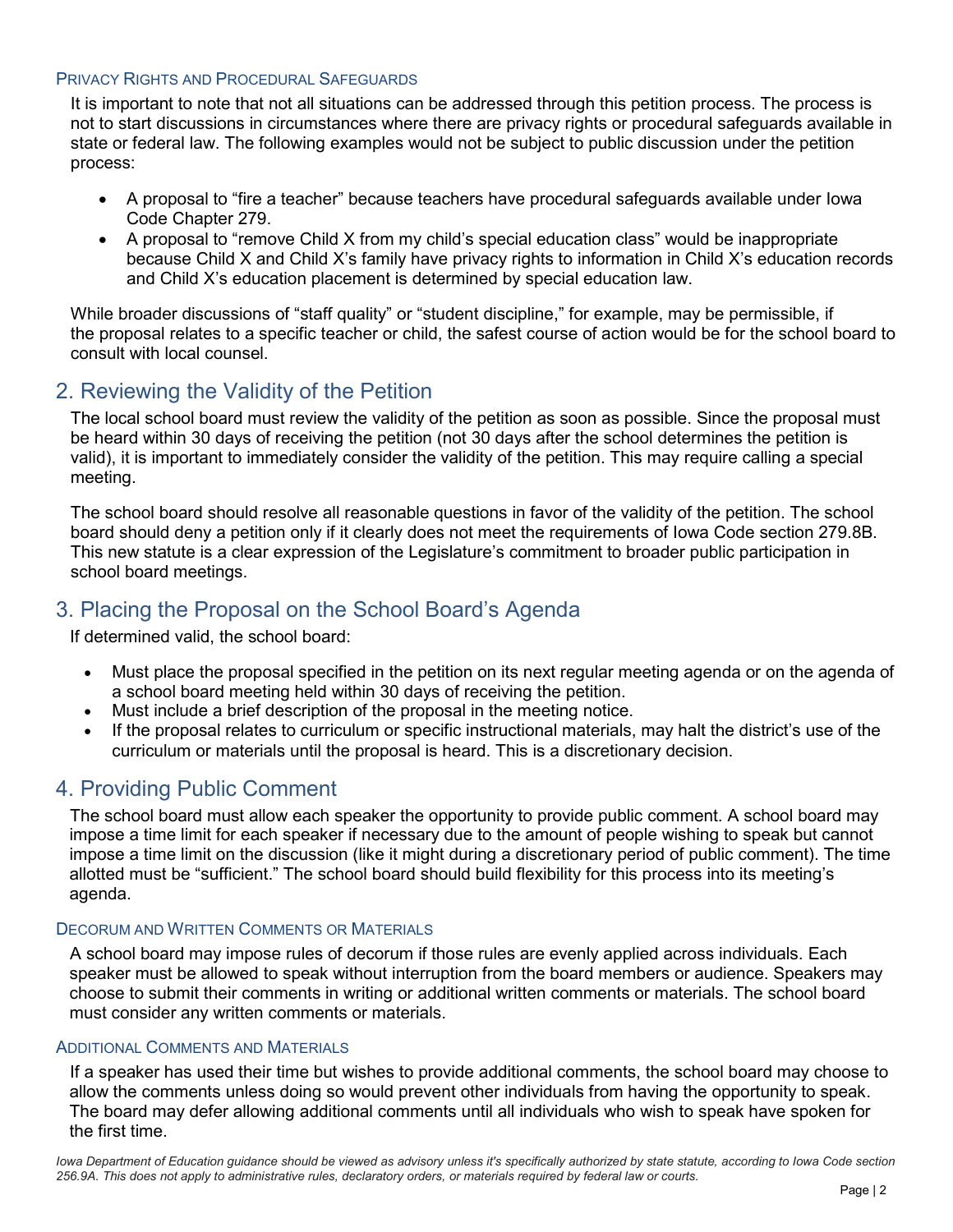### Privacy Rights and Procedural Safeguards

It is important to note that not all situations can be addressed through this petition process. The process is not to start discussions in circumstances where there are privacy rights or procedural safeguards available in state or federal law. The following examples would not be subject to public discussion under the petition process:

- A proposal to "fire a teacher" because teachers have procedural safeguards available under Iowa Code Chapter 279.
- A proposal to "remove Child X from my child's special education class" would be inappropriate because Child X and Child X's family have privacy rights to information in Child X's education records and Child X's education placement is determined by special education law.

While broader discussions of "staff quality" or "student discipline," for example, may be permissible, if the proposal relates to a specific teacher or child, the safest course of action would be for the school board to consult with local counsel.

## 2. Reviewing the Validity of the Petition

The local school board must review the validity of the petition as soon as possible. Since the proposal must be heard within 30 days of receiving the petition (not 30 days after the school determines the petition is valid), it is important to immediately consider the validity of the petition. This may require calling a special meeting.

The school board should resolve all reasonable questions in favor of the validity of the petition. The school board should deny a petition only if it clearly does not meet the requirements of Iowa Code section 279.8B. This new statute is a clear expression of the Legislature's commitment to broader public participation in school board meetings.

## 3. Placing the Proposal on the School Board's Agenda

If determined valid, the school board:

- Must place the proposal specified in the petition on its next regular meeting agenda or on the agenda of a school board meeting held within 30 days of receiving the petition.
- Must include a brief description of the proposal in the meeting notice.
- If the proposal relates to curriculum or specific instructional materials, may halt the district's use of the curriculum or materials until the proposal is heard. This is a discretionary decision.

## 4. Providing Public Comment

The school board must allow each speaker the opportunity to provide public comment. A school board may impose a time limit for each speaker if necessary due to the amount of people wishing to speak but cannot impose a time limit on the discussion (like it might during a discretionary period of public comment). The time allotted must be "sufficient." The school board should build flexibility for this process into its meeting's agenda.

### Decorum and Written Comments or Materials

A school board may impose rules of decorum if those rules are evenly applied across individuals. Each speaker must be allowed to speak without interruption from the board members or audience. Speakers may choose to submit their comments in writing or additional written comments or materials. The school board must consider any written comments or materials.

### Additional Comments and Materials

If a speaker has used their time but wishes to provide additional comments, the school board may choose to allow the comments unless doing so would prevent other individuals from having the opportunity to speak. The board may defer allowing additional comments until all individuals who wish to speak have spoken for the first time.

*Iowa Department of Education guidance should be viewed as advisory unless it's specifically authorized by state statute, according to Iowa Code section 256.9A. This does not apply to administrative rules, declaratory orders, or materials required by federal law or courts.*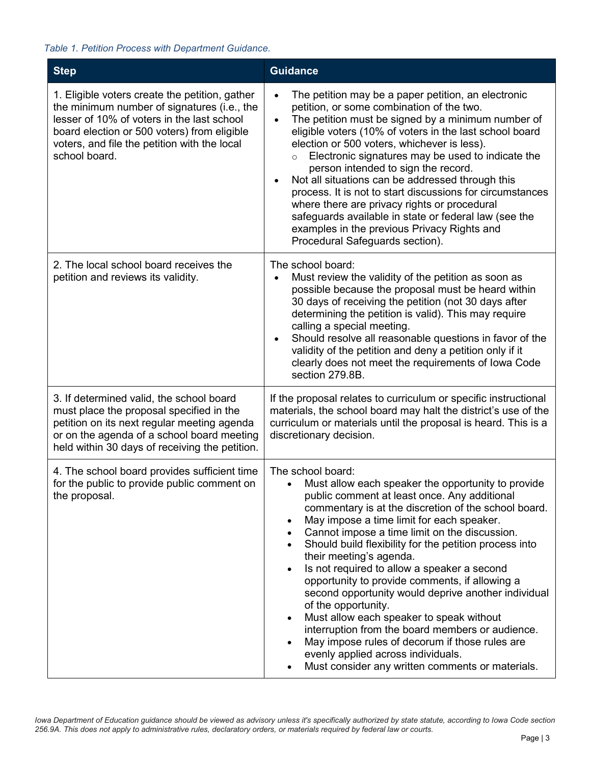*Table 1. Petition Process with Department Guidance.*

| Step | Guidance |
|---|---|
| 1. Eligible voters create the petition, gather the minimum number of signatures (i.e., the lesser of 10% of voters in the last school board election or 500 voters) from eligible voters, and file the petition with the local school board. | • The petition may be a paper petition, an electronic petition, or some combination of the two.<br>• The petition must be signed by a minimum number of eligible voters (10% of voters in the last school board election or 500 voters, whichever is less).<br>  ○ Electronic signatures may be used to indicate the person intended to sign the record.<br>• Not all situations can be addressed through this process. It is not to start discussions for circumstances where there are privacy rights or procedural safeguards available in state or federal law (see the examples in the previous Privacy Rights and Procedural Safeguards section). |
| 2. The local school board receives the petition and reviews its validity. | The school board:<br>• Must review the validity of the petition as soon as possible because the proposal must be heard within 30 days of receiving the petition (not 30 days after determining the petition is valid). This may require calling a special meeting.<br>• Should resolve all reasonable questions in favor of the validity of the petition and deny a petition only if it clearly does not meet the requirements of Iowa Code section 279.8B. |
| 3. If determined valid, the school board must place the proposal specified in the petition on its next regular meeting agenda or on the agenda of a school board meeting held within 30 days of receiving the petition. | If the proposal relates to curriculum or specific instructional materials, the school board may halt the district's use of the curriculum or materials until the proposal is heard. This is a discretionary decision. |
| 4. The school board provides sufficient time for the public to provide public comment on the proposal. | The school board:<br>• Must allow each speaker the opportunity to provide public comment at least once. Any additional commentary is at the discretion of the school board.<br>• May impose a time limit for each speaker.<br>• Cannot impose a time limit on the discussion.<br>• Should build flexibility for the petition process into their meeting's agenda.<br>• Is not required to allow a speaker a second opportunity to provide comments, if allowing a second opportunity would deprive another individual of the opportunity.<br>• Must allow each speaker to speak without interruption from the board members or audience.<br>• May impose rules of decorum if those rules are evenly applied across individuals.<br>• Must consider any written comments or materials. |

*Iowa Department of Education guidance should be viewed as advisory unless it's specifically authorized by state statute, according to Iowa Code section 256.9A. This does not apply to administrative rules, declaratory orders, or materials required by federal law or courts.*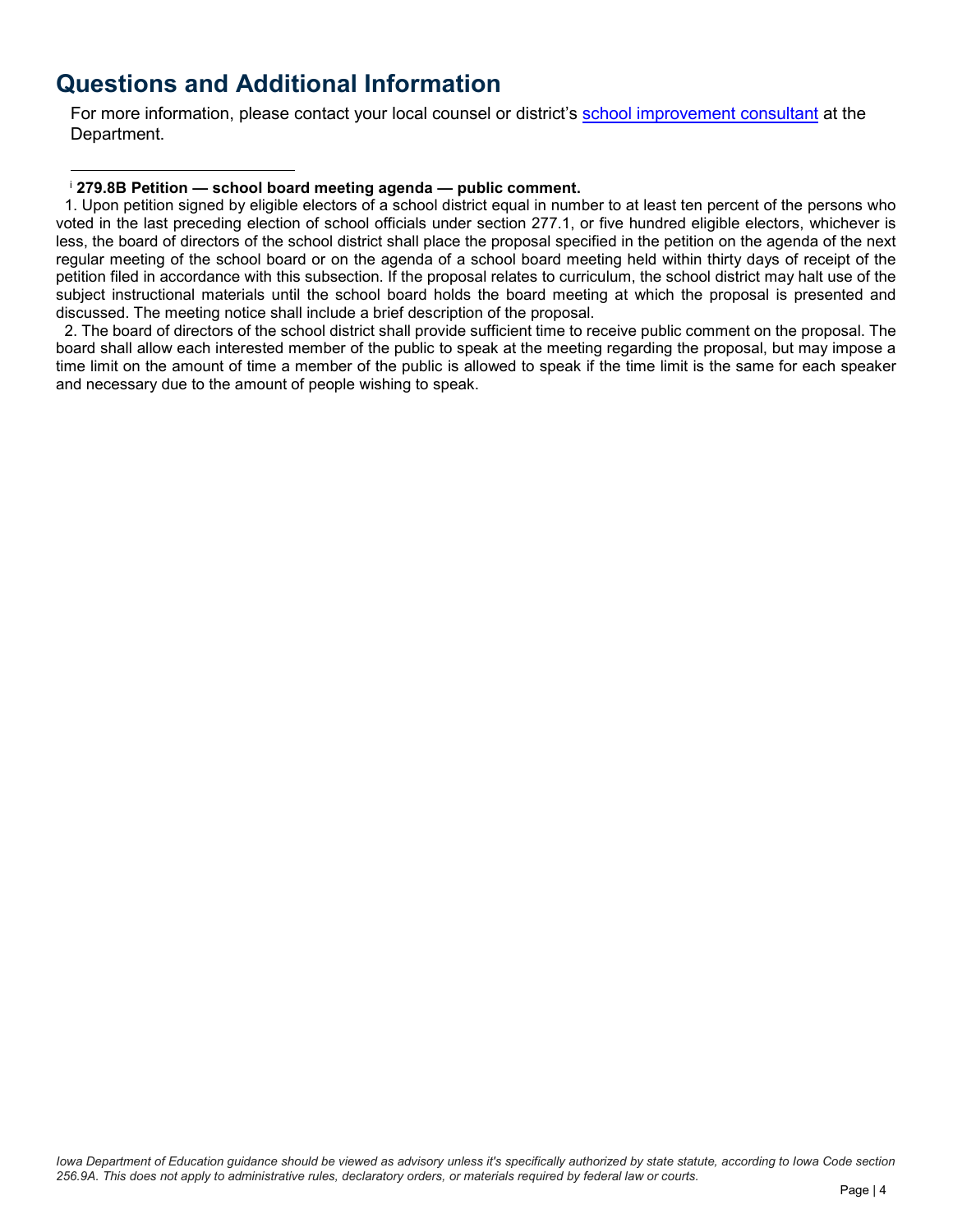## Questions and Additional Information

For more information, please contact your local counsel or district's school improvement consultant at the Department.

---

[i] **279.8B Petition — school board meeting agenda — public comment.**

1. Upon petition signed by eligible electors of a school district equal in number to at least ten percent of the persons who voted in the last preceding election of school officials under section 277.1, or five hundred eligible electors, whichever is less, the board of directors of the school district shall place the proposal specified in the petition on the agenda of the next regular meeting of the school board or on the agenda of a school board meeting held within thirty days of receipt of the petition filed in accordance with this subsection. If the proposal relates to curriculum, the school district may halt use of the subject instructional materials until the school board holds the board meeting at which the proposal is presented and discussed. The meeting notice shall include a brief description of the proposal.

2. The board of directors of the school district shall provide sufficient time to receive public comment on the proposal. The board shall allow each interested member of the public to speak at the meeting regarding the proposal, but may impose a time limit on the amount of time a member of the public is allowed to speak if the time limit is the same for each speaker and necessary due to the amount of people wishing to speak.